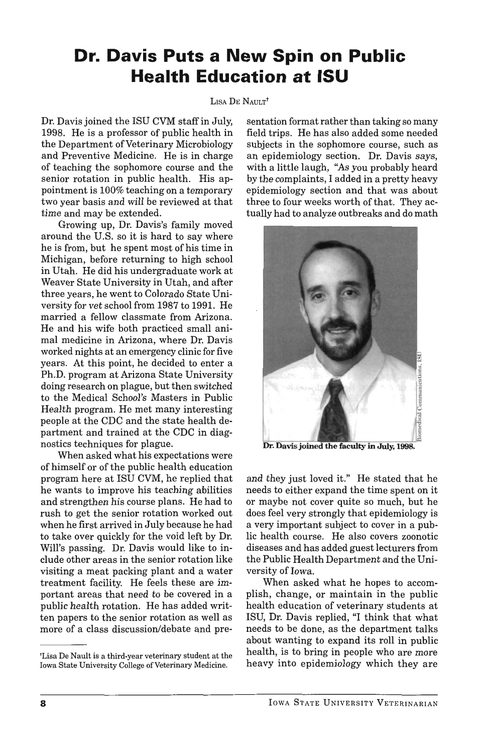# Dr. Davis Puts a New Spin on Public Health Education at ISU

Lisa De Nault[†]

Dr. Davis joined the ISU CVM staff in July, 1998. He is a professor of public health in the Department of Veterinary Microbiology and Preventive Medicine. He is in charge of teaching the sophomore course and the senior rotation in public health. His appointment is 100% teaching on a temporary two year basis and will be reviewed at that time and may be extended.

Growing up, Dr. Davis's family moved around the U.S. so it is hard to say where he is from, but he spent most of his time in Michigan, before returning to high school in Utah. He did his undergraduate work at Weaver State University in Utah, and after three years, he went to Colorado State University for vet school from 1987 to 1991. He married a fellow classmate from Arizona. He and his wife both practiced small animal medicine in Arizona, where Dr. Davis worked nights at an emergency clinic for five years. At this point, he decided to enter a Ph.D. program at Arizona State University doing research on plague, but then switched to the Medical School's Masters in Public Health program. He met many interesting people at the CDC and the state health department and trained at the CDC in diagnostics techniques for plague.

When asked what his expectations were of himself or of the public health education program here at ISU CVM, he replied that he wants to improve his teaching abilities and strengthen his course plans. He had to rush to get the senior rotation worked out when he first arrived in July because he had to take over quickly for the void left by Dr. Will's passing. Dr. Davis would like to include other areas in the senior rotation like visiting a meat packing plant and a water treatment facility. He feels these are important areas that need to be covered in a public health rotation. He has added written papers to the senior rotation as well as more of a class discussion/debate and presentation format rather than taking so many field trips. He has also added some needed subjects in the sophomore course, such as an epidemiology section. Dr. Davis says, with a little laugh, "As you probably heard by the complaints, I added in a pretty heavy epidemiology section and that was about three to four weeks worth of that. They actually had to analyze outbreaks and do math and they just loved it." He stated that he needs to either expand the time spent on it or maybe not cover quite so much, but he does feel very strongly that epidemiology is a very important subject to cover in a public health course. He also covers zoonotic diseases and has added guest lecturers from the Public Health Department and the University of Iowa.

Dr. Davis joined the faculty in July, 1998.

When asked what he hopes to accomplish, change, or maintain in the public health education of veterinary students at ISU, Dr. Davis replied, "I think that what needs to be done, as the department talks about wanting to expand its roll in public health, is to bring in people who are more heavy into epidemiology which they are

[†]Lisa De Nault is a third-year veterinary student at the Iowa State University College of Veterinary Medicine.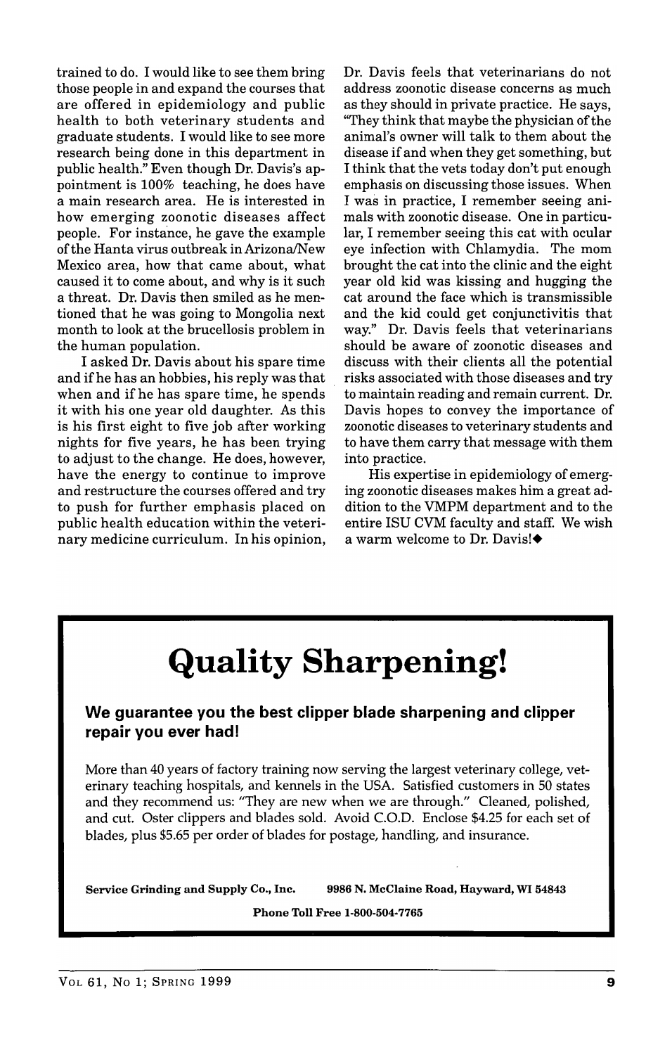trained to do. I would like to see them bring those people in and expand the courses that are offered in epidemiology and public health to both veterinary students and graduate students. I would like to see more research being done in this department in public health." Even though Dr. Davis's appointment is 100% teaching, he does have a main research area. He is interested in how emerging zoonotic diseases affect people. For instance, he gave the example of the Hanta virus outbreak in Arizona/New Mexico area, how that came about, what caused it to come about, and why is it such a threat. Dr. Davis then smiled as he mentioned that he was going to Mongolia next month to look at the brucellosis problem in the human population.

I asked Dr. Davis about his spare time and if he has an hobbies, his reply was that when and if he has spare time, he spends it with his one year old daughter. As this is his first eight to five job after working nights for five years, he has been trying to adjust to the change. He does, however, have the energy to continue to improve and restructure the courses offered and try to push for further emphasis placed on public health education within the veterinary medicine curriculum. In his opinion, Dr. Davis feels that veterinarians do not address zoonotic disease concerns as much as they should in private practice. He says, "They think that maybe the physician of the animal's owner will talk to them about the disease if and when they get something, but I think that the vets today don't put enough emphasis on discussing those issues. When I was in practice, I remember seeing animals with zoonotic disease. One in particular, I remember seeing this cat with ocular eye infection with Chlamydia. The mom brought the cat into the clinic and the eight year old kid was kissing and hugging the cat around the face which is transmissible and the kid could get conjunctivitis that way." Dr. Davis feels that veterinarians should be aware of zoonotic diseases and discuss with their clients all the potential risks associated with those diseases and try to maintain reading and remain current. Dr. Davis hopes to convey the importance of zoonotic diseases to veterinary students and to have them carry that message with them into practice.

His expertise in epidemiology of emerging zoonotic diseases makes him a great addition to the VMPM department and to the entire ISU CVM faculty and staff. We wish a warm welcome to Dr. Davis!◆

# Quality Sharpening!

**We guarantee you the best clipper blade sharpening and clipper repair you ever had!**

More than 40 years of factory training now serving the largest veterinary college, veterinary teaching hospitals, and kennels in the USA. Satisfied customers in 50 states and they recommend us: "They are new when we are through." Cleaned, polished, and cut. Oster clippers and blades sold. Avoid C.O.D. Enclose $4.25 for each set of blades, plus $5.65 per order of blades for postage, handling, and insurance.

**Service Grinding and Supply Co., Inc.** **9986 N. McClaine Road, Hayward, WI 54843**

**Phone Toll Free 1-800-504-7765**